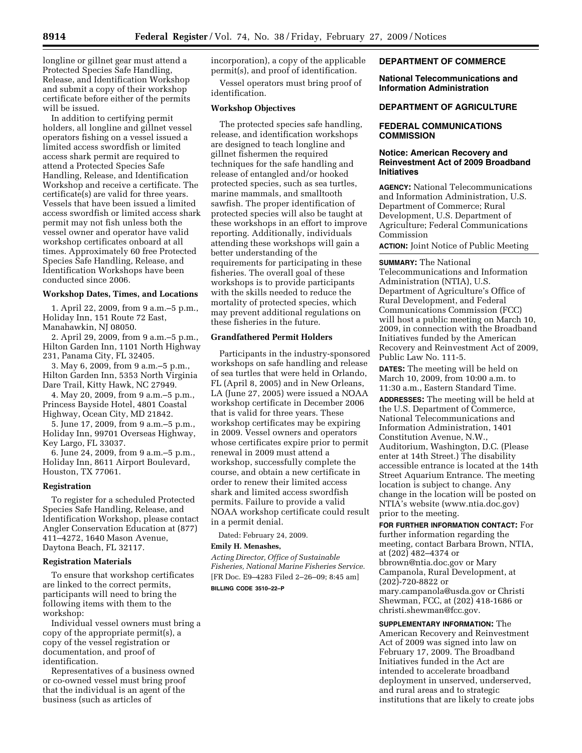longline or gillnet gear must attend a Protected Species Safe Handling, Release, and Identification Workshop and submit a copy of their workshop certificate before either of the permits will be issued.

In addition to certifying permit holders, all longline and gillnet vessel operators fishing on a vessel issued a limited access swordfish or limited access shark permit are required to attend a Protected Species Safe Handling, Release, and Identification Workshop and receive a certificate. The certificate(s) are valid for three years. Vessels that have been issued a limited access swordfish or limited access shark permit may not fish unless both the vessel owner and operator have valid workshop certificates onboard at all times. Approximately 60 free Protected Species Safe Handling, Release, and Identification Workshops have been conducted since 2006.

**Workshop Dates, Times, and Locations**

1. April 22, 2009, from 9 a.m.–5 p.m., Holiday Inn, 151 Route 72 East, Manahawkin, NJ 08050.
2. April 29, 2009, from 9 a.m.–5 p.m., Hilton Garden Inn, 1101 North Highway 231, Panama City, FL 32405.
3. May 6, 2009, from 9 a.m.–5 p.m., Hilton Garden Inn, 5353 North Virginia Dare Trail, Kitty Hawk, NC 27949.
4. May 20, 2009, from 9 a.m.–5 p.m., Princess Bayside Hotel, 4801 Coastal Highway, Ocean City, MD 21842.
5. June 17, 2009, from 9 a.m.–5 p.m., Holiday Inn, 99701 Overseas Highway, Key Largo, FL 33037.
6. June 24, 2009, from 9 a.m.–5 p.m., Holiday Inn, 8611 Airport Boulevard, Houston, TX 77061.

**Registration**

To register for a scheduled Protected Species Safe Handling, Release, and Identification Workshop, please contact Angler Conservation Education at (877) 411–4272, 1640 Mason Avenue, Daytona Beach, FL 32117.

**Registration Materials**

To ensure that workshop certificates are linked to the correct permits, participants will need to bring the following items with them to the workshop:

Individual vessel owners must bring a copy of the appropriate permit(s), a copy of the vessel registration or documentation, and proof of identification.

Representatives of a business owned or co-owned vessel must bring proof that the individual is an agent of the business (such as articles of incorporation), a copy of the applicable permit(s), and proof of identification.

Vessel operators must bring proof of identification.

**Workshop Objectives**

The protected species safe handling, release, and identification workshops are designed to teach longline and gillnet fishermen the required techniques for the safe handling and release of entangled and/or hooked protected species, such as sea turtles, marine mammals, and smalltooth sawfish. The proper identification of protected species will also be taught at these workshops in an effort to improve reporting. Additionally, individuals attending these workshops will gain a better understanding of the requirements for participating in these fisheries. The overall goal of these workshops is to provide participants with the skills needed to reduce the mortality of protected species, which may prevent additional regulations on these fisheries in the future.

**Grandfathered Permit Holders**

Participants in the industry-sponsored workshops on safe handling and release of sea turtles that were held in Orlando, FL (April 8, 2005) and in New Orleans, LA (June 27, 2005) were issued a NOAA workshop certificate in December 2006 that is valid for three years. These workshop certificates may be expiring in 2009. Vessel owners and operators whose certificates expire prior to permit renewal in 2009 must attend a workshop, successfully complete the course, and obtain a new certificate in order to renew their limited access shark and limited access swordfish permits. Failure to provide a valid NOAA workshop certificate could result in a permit denial.

Dated: February 24, 2009.

**Emily H. Menashes,**

*Acting Director, Office of Sustainable Fisheries, National Marine Fisheries Service.*

[FR Doc. E9–4283 Filed 2–26–09; 8:45 am]

**BILLING CODE 3510–22–P**

---

## DEPARTMENT OF COMMERCE

### National Telecommunications and Information Administration

## DEPARTMENT OF AGRICULTURE

## FEDERAL COMMUNICATIONS COMMISSION

### Notice: American Recovery and Reinvestment Act of 2009 Broadband Initiatives

**AGENCY:** National Telecommunications and Information Administration, U.S. Department of Commerce; Rural Development, U.S. Department of Agriculture; Federal Communications Commission

**ACTION:** Joint Notice of Public Meeting

**SUMMARY:** The National Telecommunications and Information Administration (NTIA), U.S. Department of Agriculture's Office of Rural Development, and Federal Communications Commission (FCC) will host a public meeting on March 10, 2009, in connection with the Broadband Initiatives funded by the American Recovery and Reinvestment Act of 2009, Public Law No. 111-5.

**DATES:** The meeting will be held on March 10, 2009, from 10:00 a.m. to 11:30 a.m., Eastern Standard Time.

**ADDRESSES:** The meeting will be held at the U.S. Department of Commerce, National Telecommunications and Information Administration, 1401 Constitution Avenue, N.W., Auditorium, Washington, D.C. (Please enter at 14th Street.) The disability accessible entrance is located at the 14th Street Aquarium Entrance. The meeting location is subject to change. Any change in the location will be posted on NTIA's website (www.ntia.doc.gov) prior to the meeting.

**FOR FURTHER INFORMATION CONTACT:** For further information regarding the meeting, contact Barbara Brown, NTIA, at (202) 482–4374 or bbrown@ntia.doc.gov or Mary Campanola, Rural Development, at (202)-720-8822 or mary.campanola@usda.gov or Christi Shewman, FCC, at (202) 418-1686 or christi.shewman@fcc.gov.

**SUPPLEMENTARY INFORMATION:** The American Recovery and Reinvestment Act of 2009 was signed into law on February 17, 2009. The Broadband Initiatives funded in the Act are intended to accelerate broadband deployment in unserved, underserved, and rural areas and to strategic institutions that are likely to create jobs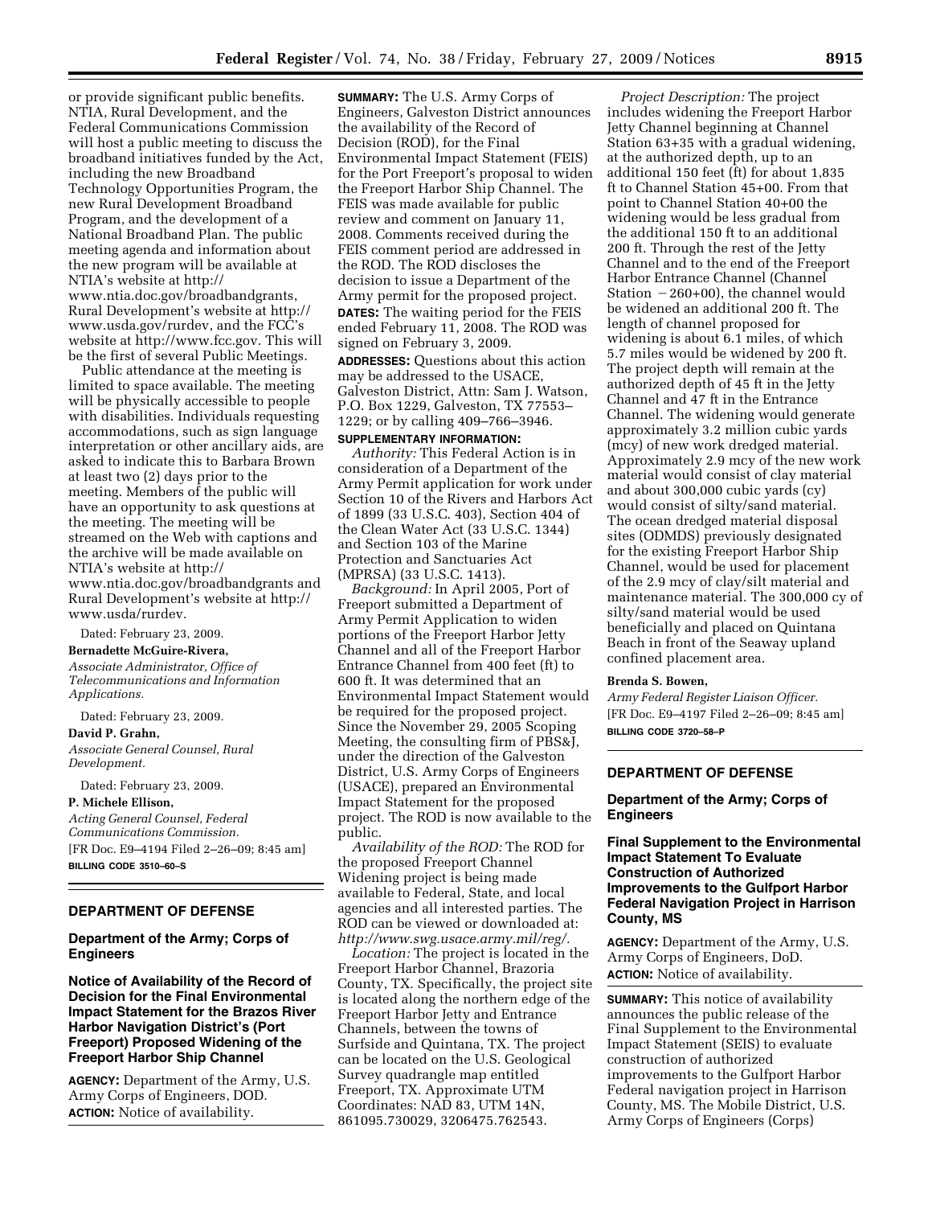or provide significant public benefits. NTIA, Rural Development, and the Federal Communications Commission will host a public meeting to discuss the broadband initiatives funded by the Act, including the new Broadband Technology Opportunities Program, the new Rural Development Broadband Program, and the development of a National Broadband Plan. The public meeting agenda and information about the new program will be available at NTIA's website at http://www.ntia.doc.gov/broadbandgrants, Rural Development's website at http://www.usda.gov/rurdev, and the FCC's website at http://www.fcc.gov. This will be the first of several Public Meetings.

Public attendance at the meeting is limited to space available. The meeting will be physically accessible to people with disabilities. Individuals requesting accommodations, such as sign language interpretation or other ancillary aids, are asked to indicate this to Barbara Brown at least two (2) days prior to the meeting. Members of the public will have an opportunity to ask questions at the meeting. The meeting will be streamed on the Web with captions and the archive will be made available on NTIA's website at http://www.ntia.doc.gov/broadbandgrants and Rural Development's website at http://www.usda/rurdev.

Dated: February 23, 2009.

**Bernadette McGuire-Rivera,**

*Associate Administrator, Office of Telecommunications and Information Applications.*

Dated: February 23, 2009.

**David P. Grahn,**

*Associate General Counsel, Rural Development.*

Dated: February 23, 2009.

**P. Michele Ellison,**

*Acting General Counsel, Federal Communications Commission.*

[FR Doc. E9–4194 Filed 2–26–09; 8:45 am]

**BILLING CODE 3510–60–S**

## DEPARTMENT OF DEFENSE

### Department of the Army; Corps of Engineers

### Notice of Availability of the Record of Decision for the Final Environmental Impact Statement for the Brazos River Harbor Navigation District's (Port Freeport) Proposed Widening of the Freeport Harbor Ship Channel

**AGENCY:** Department of the Army, U.S. Army Corps of Engineers, DOD.

**ACTION:** Notice of availability.

**SUMMARY:** The U.S. Army Corps of Engineers, Galveston District announces the availability of the Record of Decision (ROD), for the Final Environmental Impact Statement (FEIS) for the Port Freeport's proposal to widen the Freeport Harbor Ship Channel. The FEIS was made available for public review and comment on January 11, 2008. Comments received during the FEIS comment period are addressed in the ROD. The ROD discloses the decision to issue a Department of the Army permit for the proposed project.

**DATES:** The waiting period for the FEIS ended February 11, 2008. The ROD was signed on February 3, 2009.

**ADDRESSES:** Questions about this action may be addressed to the USACE, Galveston District, Attn: Sam J. Watson, P.O. Box 1229, Galveston, TX 77553–1229; or by calling 409–766–3946.

**SUPPLEMENTARY INFORMATION:**

*Authority:* This Federal Action is in consideration of a Department of the Army Permit application for work under Section 10 of the Rivers and Harbors Act of 1899 (33 U.S.C. 403), Section 404 of the Clean Water Act (33 U.S.C. 1344) and Section 103 of the Marine Protection and Sanctuaries Act (MPRSA) (33 U.S.C. 1413).

*Background:* In April 2005, Port of Freeport submitted a Department of Army Permit Application to widen portions of the Freeport Harbor Jetty Channel and all of the Freeport Harbor Entrance Channel from 400 feet (ft) to 600 ft. It was determined that an Environmental Impact Statement would be required for the proposed project. Since the November 29, 2005 Scoping Meeting, the consulting firm of PBS&J, under the direction of the Galveston District, U.S. Army Corps of Engineers (USACE), prepared an Environmental Impact Statement for the proposed project. The ROD is now available to the public.

*Availability of the ROD:* The ROD for the proposed Freeport Channel Widening project is being made available to Federal, State, and local agencies and all interested parties. The ROD can be viewed or downloaded at: *http://www.swg.usace.army.mil/reg/.*

*Location:* The project is located in the Freeport Harbor Channel, Brazoria County, TX. Specifically, the project site is located along the northern edge of the Freeport Harbor Jetty and Entrance Channels, between the towns of Surfside and Quintana, TX. The project can be located on the U.S. Geological Survey quadrangle map entitled Freeport, TX. Approximate UTM Coordinates: NAD 83, UTM 14N, 861095.730029, 3206475.762543.

*Project Description:* The project includes widening the Freeport Harbor Jetty Channel beginning at Channel Station 63+35 with a gradual widening, at the authorized depth, up to an additional 150 feet (ft) for about 1,835 ft to Channel Station 45+00. From that point to Channel Station 40+00 the widening would be less gradual from the additional 150 ft to an additional 200 ft. Through the rest of the Jetty Channel and to the end of the Freeport Harbor Entrance Channel (Channel Station −260+00), the channel would be widened an additional 200 ft. The length of channel proposed for widening is about 6.1 miles, of which 5.7 miles would be widened by 200 ft. The project depth will remain at the authorized depth of 45 ft in the Jetty Channel and 47 ft in the Entrance Channel. The widening would generate approximately 3.2 million cubic yards (mcy) of new work dredged material. Approximately 2.9 mcy of the new work material would consist of clay material and about 300,000 cubic yards (cy) would consist of silty/sand material. The ocean dredged material disposal sites (ODMDS) previously designated for the existing Freeport Harbor Ship Channel, would be used for placement of the 2.9 mcy of clay/silt material and maintenance material. The 300,000 cy of silty/sand material would be used beneficially and placed on Quintana Beach in front of the Seaway upland confined placement area.

**Brenda S. Bowen,**

*Army Federal Register Liaison Officer.*

[FR Doc. E9–4197 Filed 2–26–09; 8:45 am]

**BILLING CODE 3720–58–P**

## DEPARTMENT OF DEFENSE

### Department of the Army; Corps of Engineers

### Final Supplement to the Environmental Impact Statement To Evaluate Construction of Authorized Improvements to the Gulfport Harbor Federal Navigation Project in Harrison County, MS

**AGENCY:** Department of the Army, U.S. Army Corps of Engineers, DoD.

**ACTION:** Notice of availability.

**SUMMARY:** This notice of availability announces the public release of the Final Supplement to the Environmental Impact Statement (SEIS) to evaluate construction of authorized improvements to the Gulfport Harbor Federal navigation project in Harrison County, MS. The Mobile District, U.S. Army Corps of Engineers (Corps)